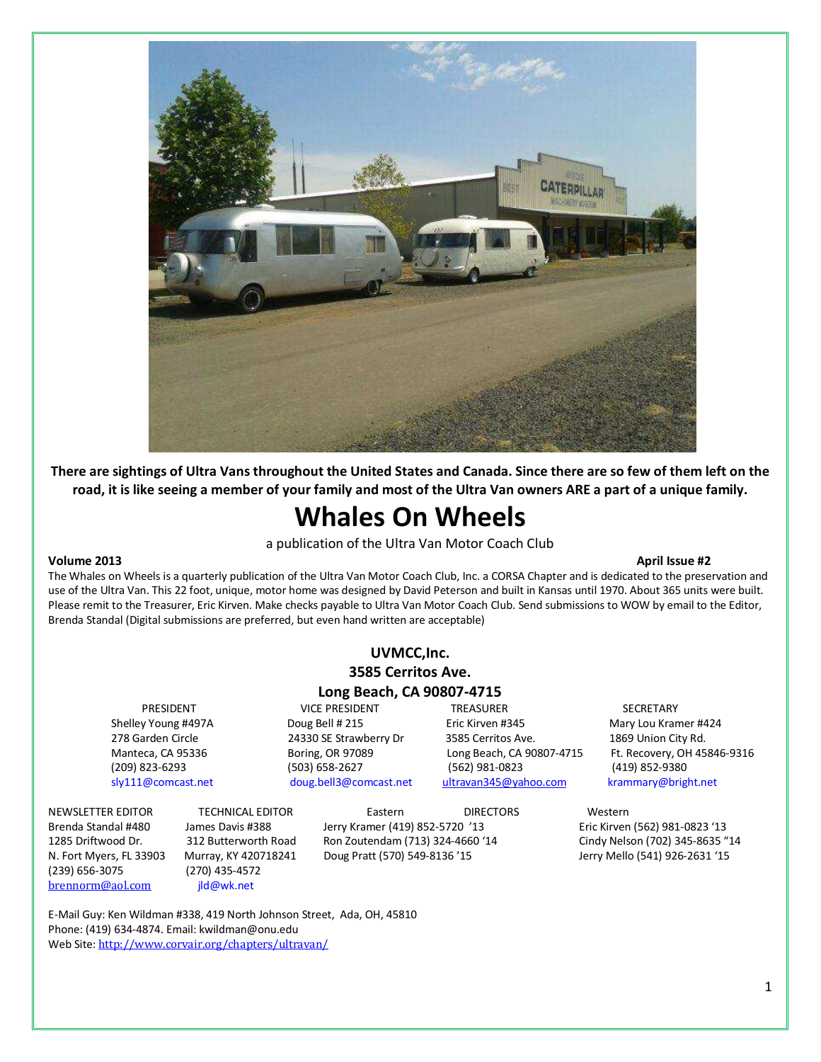**There are sightings of Ultra Vans throughout the United States and Canada. Since there are so few of them left on the road, it is like seeing a member of your family and most of the Ultra Van owners ARE a part of a unique family.**

# Whales On Wheels

a publication of the Ultra Van Motor Coach Club

**Volume 2013** **April Issue #2**

The Whales on Wheels is a quarterly publication of the Ultra Van Motor Coach Club, Inc. a CORSA Chapter and is dedicated to the preservation and use of the Ultra Van. This 22 foot, unique, motor home was designed by David Peterson and built in Kansas until 1970. About 365 units were built. Please remit to the Treasurer, Eric Kirven. Make checks payable to Ultra Van Motor Coach Club. Send submissions to WOW by email to the Editor, Brenda Standal (Digital submissions are preferred, but even hand written are acceptable)

**UVMCC,Inc.**
**3585 Cerritos Ave.**
**Long Beach, CA 90807-4715**

| PRESIDENT | VICE PRESIDENT | TREASURER | SECRETARY |
|---|---|---|---|
| Shelley Young #497A | Doug Bell # 215 | Eric Kirven #345 | Mary Lou Kramer #424 |
| 278 Garden Circle | 24330 SE Strawberry Dr | 3585 Cerritos Ave. | 1869 Union City Rd. |
| Manteca, CA 95336 | Boring, OR 97089 | Long Beach, CA 90807-4715 | Ft. Recovery, OH 45846-9316 |
| (209) 823-6293 | (503) 658-2627 | (562) 981-0823 | (419) 852-9380 |
| sly111@comcast.net | doug.bell3@comcast.net | ultravan345@yahoo.com | krammary@bright.net |

| NEWSLETTER EDITOR | TECHNICAL EDITOR | DIRECTORS – Eastern | DIRECTORS – Western |
|---|---|---|---|
| Brenda Standal #480 | James Davis #388 | Jerry Kramer (419) 852-5720 '13 | Eric Kirven (562) 981-0823 '13 |
| 1285 Driftwood Dr. | 312 Butterworth Road | Ron Zoutendam (713) 324-4660 '14 | Cindy Nelson (702) 345-8635 "14 |
| N. Fort Myers, FL 33903 | Murray, KY 420718241 | Doug Pratt (570) 549-8136 '15 | Jerry Mello (541) 926-2631 '15 |
| (239) 656-3075 | (270) 435-4572 | | |
| brennorm@aol.com | jld@wk.net | | |

E-Mail Guy: Ken Wildman #338, 419 North Johnson Street, Ada, OH, 45810
Phone: (419) 634-4874. Email: kwildman@onu.edu
Web Site: http://www.corvair.org/chapters/ultravan/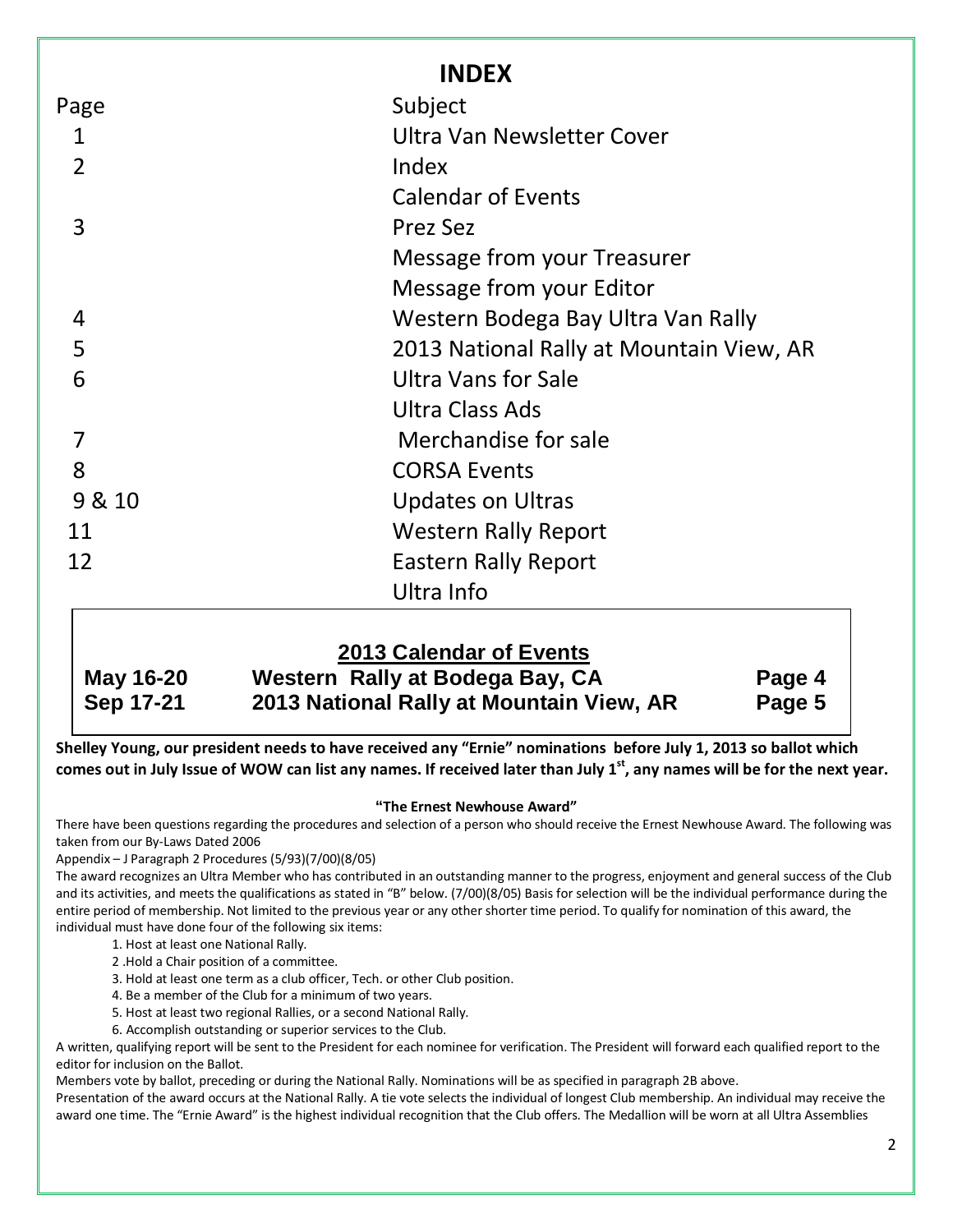# INDEX

| Page | Subject |
|---|---|
| 1 | Ultra Van Newsletter Cover |
| 2 | Index |
| | Calendar of Events |
| 3 | Prez Sez |
| | Message from your Treasurer |
| | Message from your Editor |
| 4 | Western Bodega Bay Ultra Van Rally |
| 5 | 2013 National Rally at Mountain View, AR |
| 6 | Ultra Vans for Sale |
| | Ultra Class Ads |
| 7 | Merchandise for sale |
| 8 | CORSA Events |
| 9 & 10 | Updates on Ultras |
| 11 | Western Rally Report |
| 12 | Eastern Rally Report |
| | Ultra Info |

## 2013 Calendar of Events

| | | |
|---|---|---|
| **May 16-20** | **Western Rally at Bodega Bay, CA** | **Page 4** |
| **Sep 17-21** | **2013 National Rally at Mountain View, AR** | **Page 5** |

**Shelley Young, our president needs to have received any "Ernie" nominations before July 1, 2013 so ballot which comes out in July Issue of WOW can list any names. If received later than July 1st, any names will be for the next year.**

**"The Ernest Newhouse Award"**

There have been questions regarding the procedures and selection of a person who should receive the Ernest Newhouse Award. The following was taken from our By-Laws Dated 2006

Appendix – J Paragraph 2 Procedures (5/93)(7/00)(8/05)

The award recognizes an Ultra Member who has contributed in an outstanding manner to the progress, enjoyment and general success of the Club and its activities, and meets the qualifications as stated in "B" below. (7/00)(8/05) Basis for selection will be the individual performance during the entire period of membership. Not limited to the previous year or any other shorter time period. To qualify for nomination of this award, the individual must have done four of the following six items:

1. Host at least one National Rally.
2. Hold a Chair position of a committee.
3. Hold at least one term as a club officer, Tech. or other Club position.
4. Be a member of the Club for a minimum of two years.
5. Host at least two regional Rallies, or a second National Rally.
6. Accomplish outstanding or superior services to the Club.

A written, qualifying report will be sent to the President for each nominee for verification. The President will forward each qualified report to the editor for inclusion on the Ballot.

Members vote by ballot, preceding or during the National Rally. Nominations will be as specified in paragraph 2B above.

Presentation of the award occurs at the National Rally. A tie vote selects the individual of longest Club membership. An individual may receive the award one time. The "Ernie Award" is the highest individual recognition that the Club offers. The Medallion will be worn at all Ultra Assemblies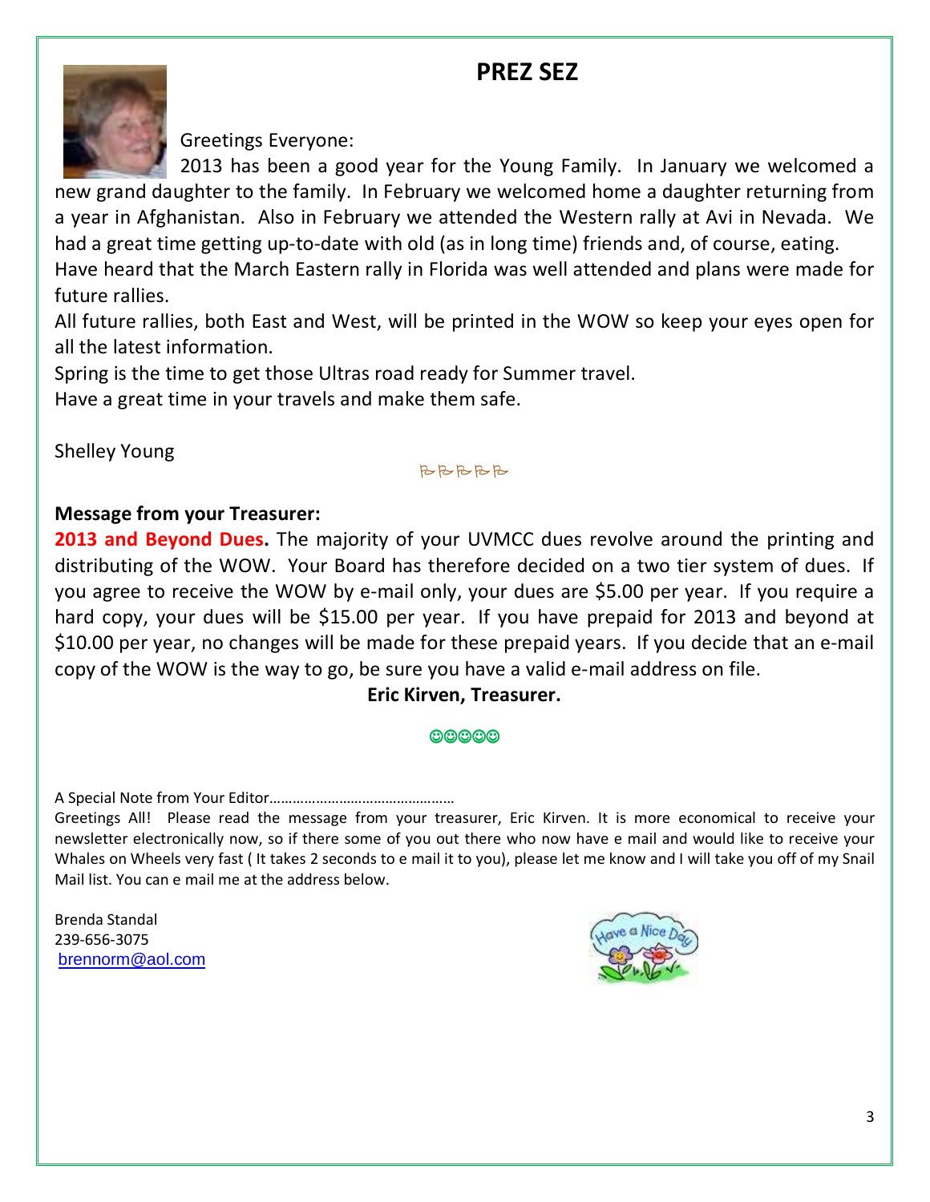# PREZ SEZ

Greetings Everyone:

2013 has been a good year for the Young Family. In January we welcomed a new grand daughter to the family. In February we welcomed home a daughter returning from a year in Afghanistan. Also in February we attended the Western rally at Avi in Nevada. We had a great time getting up-to-date with old (as in long time) friends and, of course, eating.

Have heard that the March Eastern rally in Florida was well attended and plans were made for future rallies.

All future rallies, both East and West, will be printed in the WOW so keep your eyes open for all the latest information.

Spring is the time to get those Ultras road ready for Summer travel.

Have a great time in your travels and make them safe.

Shelley Young

**Message from your Treasurer:**

**2013 and Beyond Dues.** The majority of your UVMCC dues revolve around the printing and distributing of the WOW. Your Board has therefore decided on a two tier system of dues. If you agree to receive the WOW by e-mail only, your dues are $5.00 per year. If you require a hard copy, your dues will be $15.00 per year. If you have prepaid for 2013 and beyond at $10.00 per year, no changes will be made for these prepaid years. If you decide that an e-mail copy of the WOW is the way to go, be sure you have a valid e-mail address on file.

**Eric Kirven, Treasurer.**

A Special Note from Your Editor………………………………………

Greetings All! Please read the message from your treasurer, Eric Kirven. It is more economical to receive your newsletter electronically now, so if there some of you out there who now have e mail and would like to receive your Whales on Wheels very fast ( It takes 2 seconds to e mail it to you), please let me know and I will take you off of my Snail Mail list. You can e mail me at the address below.

Brenda Standal
239-656-3075
brennorm@aol.com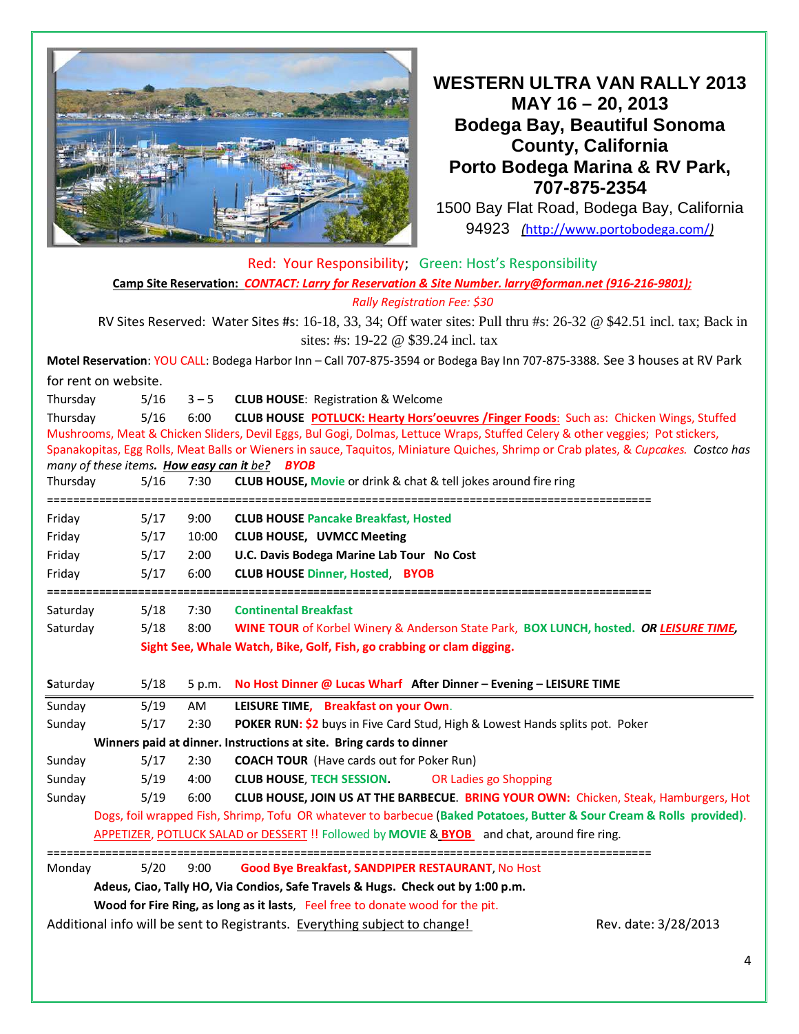# WESTERN ULTRA VAN RALLY 2013

## MAY 16 – 20, 2013

## Bodega Bay, Beautiful Sonoma County, California

## Porto Bodega Marina & RV Park, 707-875-2354

1500 Bay Flat Road, Bodega Bay, California 94923 (http://www.portobodega.com/)

Red: Your Responsibility; Green: Host's Responsibility

**Camp Site Reservation:** ***CONTACT: Larry for Reservation & Site Number. larry@forman.net (916-216-9801);***

*Rally Registration Fee: $30*

RV Sites Reserved: Water Sites #s: 16-18, 33, 34; Off water sites: Pull thru #s: 26-32 @ $42.51 incl. tax; Back in sites: #s: 19-22 @ $39.24 incl. tax

**Motel Reservation**: YOU CALL: Bodega Harbor Inn – Call 707-875-3594 or Bodega Bay Inn 707-875-3388. See 3 houses at RV Park for rent on website.

Thursday 5/16 3 – 5 **CLUB HOUSE**: Registration & Welcome

Thursday 5/16 6:00 **CLUB HOUSE** **POTLUCK: Hearty Hors'oeuvres /Finger Foods**: Such as: Chicken Wings, Stuffed Mushrooms, Meat & Chicken Sliders, Devil Eggs, Bul Gogi, Dolmas, Lettuce Wraps, Stuffed Celery & other veggies; Pot stickers, Spanakopitas, Egg Rolls, Meat Balls or Wieners in sauce, Taquitos, Miniature Quiches, Shrimp or Crab plates, & *Cupcakes*. *Costco has many of these items.* ***How easy can it be?*** ***BYOB***

Thursday 5/16 7:30 **CLUB HOUSE, Movie** or drink & chat & tell jokes around fire ring

---

Friday 5/17 9:00 **CLUB HOUSE Pancake Breakfast, Hosted**

Friday 5/17 10:00 **CLUB HOUSE, UVMCC Meeting**

Friday 5/17 2:00 **U.C. Davis Bodega Marine Lab Tour No Cost**

Friday 5/17 6:00 **CLUB HOUSE Dinner, Hosted**, **BYOB**

---

Saturday 5/18 7:30 **Continental Breakfast**

Saturday 5/18 8:00 **WINE TOUR** of Korbel Winery & Anderson State Park, **BOX LUNCH, hosted.** ***OR LEISURE TIME,*** **Sight See, Whale Watch, Bike, Golf, Fish, go crabbing or clam digging.**

Saturday 5/18 5 p.m. **No Host Dinner @ Lucas Wharf** **After Dinner – Evening – LEISURE TIME**

---

Sunday 5/19 AM **LEISURE TIME, Breakfast on your Own**.

Sunday 5/17 2:30 **POKER RUN: $2** buys in Five Card Stud, High & Lowest Hands splits pot. Poker **Winners paid at dinner. Instructions at site. Bring cards to dinner**

Sunday 5/17 2:30 **COACH TOUR** (Have cards out for Poker Run)

Sunday 5/19 4:00 **CLUB HOUSE, TECH SESSION.** OR Ladies go Shopping

Sunday 5/19 6:00 **CLUB HOUSE, JOIN US AT THE BARBECUE**. **BRING YOUR OWN:** Chicken, Steak, Hamburgers, Hot Dogs, foil wrapped Fish, Shrimp, Tofu OR whatever to barbecue (**Baked Potatoes, Butter & Sour Cream & Rolls provided**). APPETIZER, POTLUCK SALAD or DESSERT !! Followed by **MOVIE** & **BYOB** and chat, around fire ring.

---

Monday 5/20 9:00 **Good Bye Breakfast, SANDPIPER RESTAURANT**, No Host

**Adeus, Ciao, Tally HO, Via Condios, Safe Travels & Hugs. Check out by 1:00 p.m.**

**Wood for Fire Ring, as long as it lasts**, Feel free to donate wood for the pit.

Additional info will be sent to Registrants. Everything subject to change! Rev. date: 3/28/2013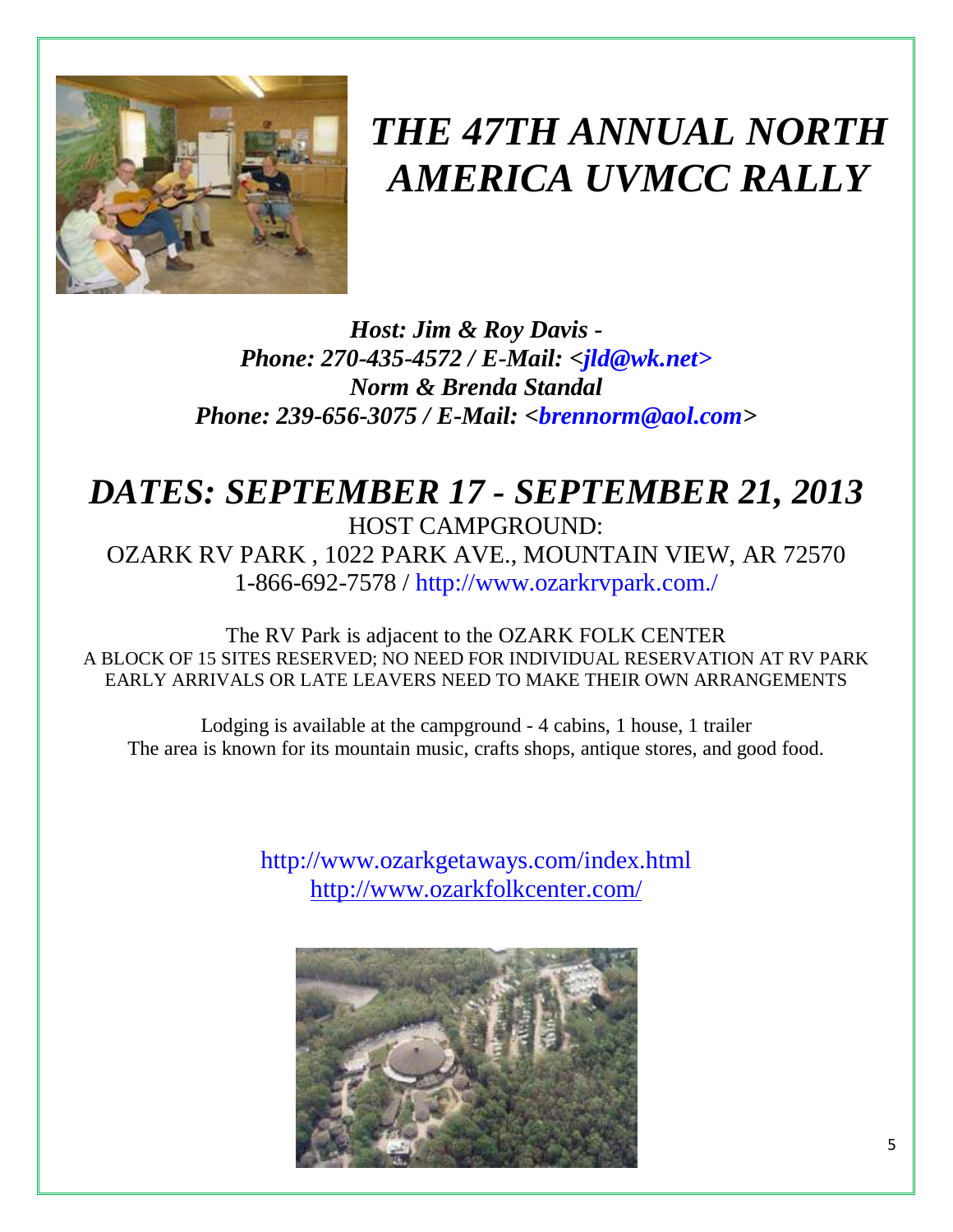# *THE 47TH ANNUAL NORTH AMERICA UVMCC RALLY*

***Host: Jim & Roy Davis -***
***Phone: 270-435-4572 / E-Mail: <jld@wk.net>***
***Norm & Brenda Standal***
***Phone: 239-656-3075 / E-Mail: <brennorm@aol.com>***

## *DATES: SEPTEMBER 17 - SEPTEMBER 21, 2013*

HOST CAMPGROUND:
OZARK RV PARK , 1022 PARK AVE., MOUNTAIN VIEW, AR 72570
1-866-692-7578 / http://www.ozarkrvpark.com./

The RV Park is adjacent to the OZARK FOLK CENTER
A BLOCK OF 15 SITES RESERVED; NO NEED FOR INDIVIDUAL RESERVATION AT RV PARK
EARLY ARRIVALS OR LATE LEAVERS NEED TO MAKE THEIR OWN ARRANGEMENTS

Lodging is available at the campground - 4 cabins, 1 house, 1 trailer
The area is known for its mountain music, crafts shops, antique stores, and good food.

http://www.ozarkgetaways.com/index.html
http://www.ozarkfolkcenter.com/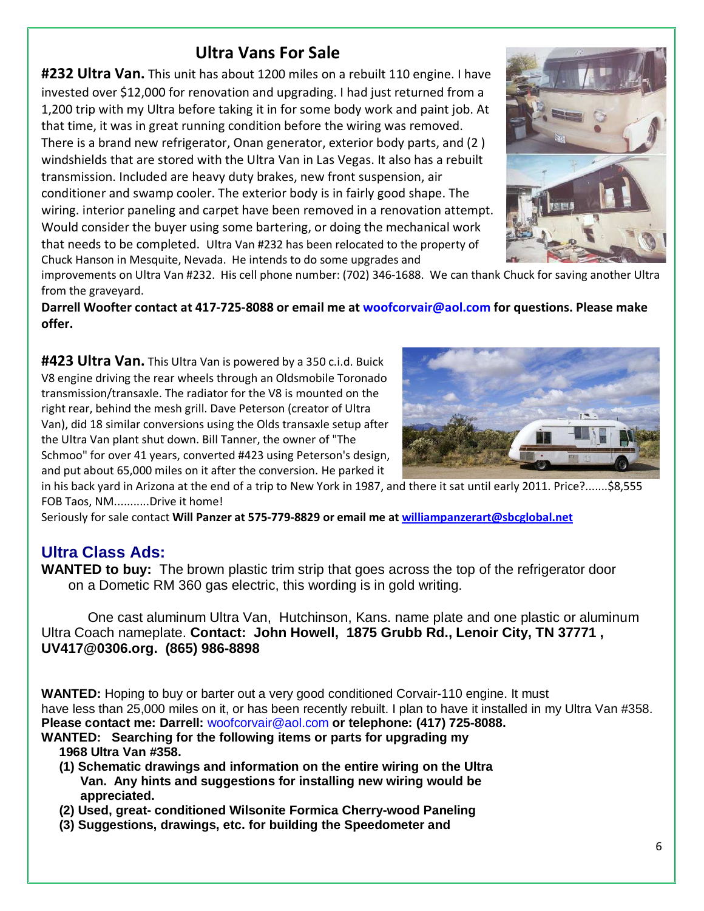## Ultra Vans For Sale

**#232 Ultra Van.** This unit has about 1200 miles on a rebuilt 110 engine. I have invested over $12,000 for renovation and upgrading. I had just returned from a 1,200 trip with my Ultra before taking it in for some body work and paint job. At that time, it was in great running condition before the wiring was removed. There is a brand new refrigerator, Onan generator, exterior body parts, and (2 ) windshields that are stored with the Ultra Van in Las Vegas. It also has a rebuilt transmission. Included are heavy duty brakes, new front suspension, air conditioner and swamp cooler. The exterior body is in fairly good shape. The wiring. interior paneling and carpet have been removed in a renovation attempt. Would consider the buyer using some bartering, or doing the mechanical work that needs to be completed. Ultra Van #232 has been relocated to the property of Chuck Hanson in Mesquite, Nevada. He intends to do some upgrades and improvements on Ultra Van #232. His cell phone number: (702) 346-1688. We can thank Chuck for saving another Ultra from the graveyard.

**Darrell Woofter contact at 417-725-8088 or email me at woofcorvair@aol.com for questions. Please make offer.**

**#423 Ultra Van.** This Ultra Van is powered by a 350 c.i.d. Buick V8 engine driving the rear wheels through an Oldsmobile Toronado transmission/transaxle. The radiator for the V8 is mounted on the right rear, behind the mesh grill. Dave Peterson (creator of Ultra Van), did 18 similar conversions using the Olds transaxle setup after the Ultra Van plant shut down. Bill Tanner, the owner of "The Schmoo" for over 41 years, converted #423 using Peterson's design, and put about 65,000 miles on it after the conversion. He parked it in his back yard in Arizona at the end of a trip to New York in 1987, and there it sat until early 2011. Price?.......$8,555 FOB Taos, NM...........Drive it home!

Seriously for sale contact **Will Panzer at 575-779-8829 or email me at williampanzerart@sbcglobal.net**

## Ultra Class Ads:

**WANTED to buy:** The brown plastic trim strip that goes across the top of the refrigerator door on a Dometic RM 360 gas electric, this wording is in gold writing.

One cast aluminum Ultra Van, Hutchinson, Kans. name plate and one plastic or aluminum Ultra Coach nameplate. **Contact: John Howell, 1875 Grubb Rd., Lenoir City, TN 37771 , UV417@0306.org. (865) 986-8898**

**WANTED:** Hoping to buy or barter out a very good conditioned Corvair-110 engine. It must have less than 25,000 miles on it, or has been recently rebuilt. I plan to have it installed in my Ultra Van #358. **Please contact me: Darrell:** woofcorvair@aol.com **or telephone: (417) 725-8088.**

**WANTED: Searching for the following items or parts for upgrading my 1968 Ultra Van #358.**

**(1) Schematic drawings and information on the entire wiring on the Ultra Van. Any hints and suggestions for installing new wiring would be appreciated.**

**(2) Used, great- conditioned Wilsonite Formica Cherry-wood Paneling**

**(3) Suggestions, drawings, etc. for building the Speedometer and**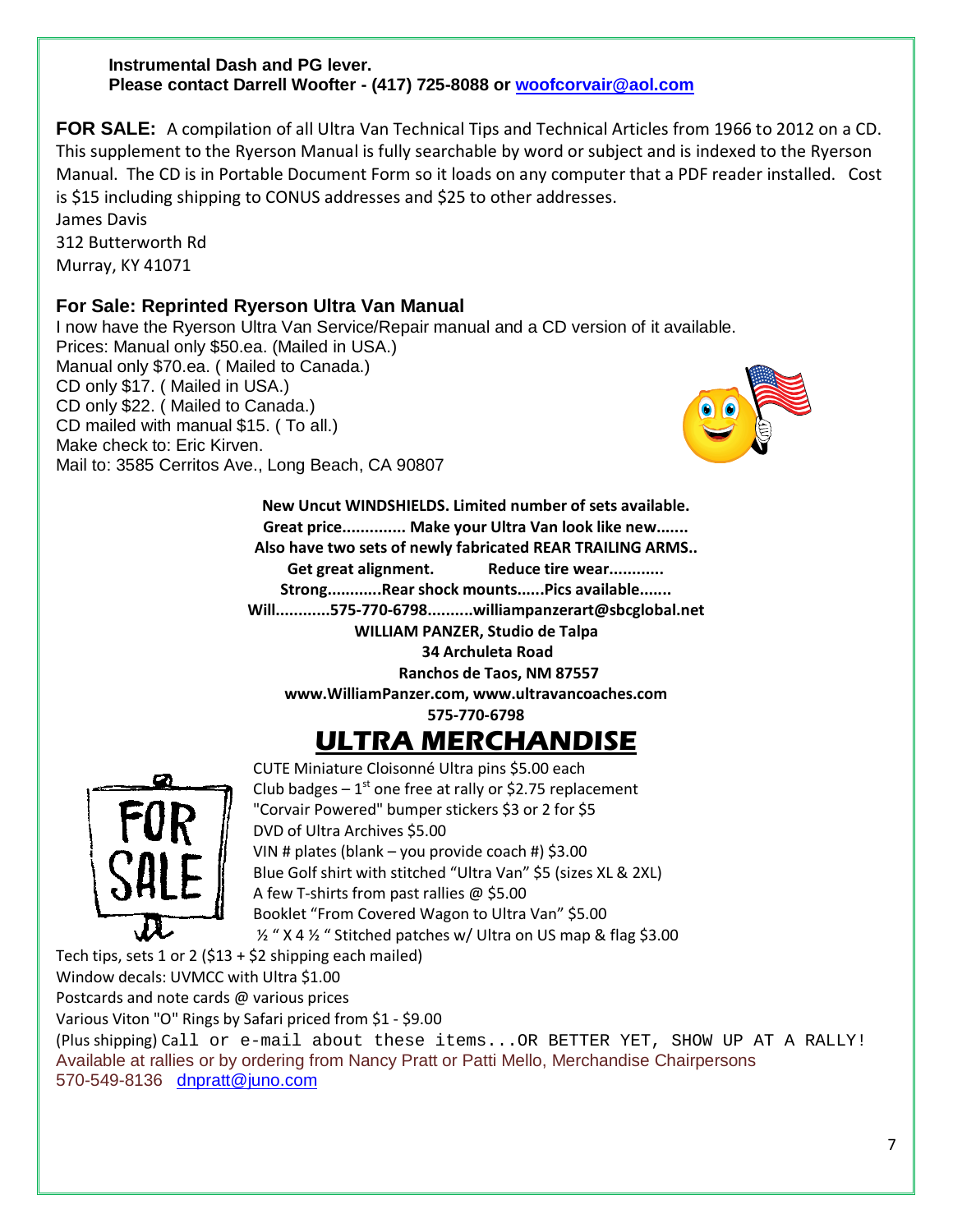**Instrumental Dash and PG lever.**
**Please contact Darrell Woofter - (417) 725-8088 or woofcorvair@aol.com**

**FOR SALE:** A compilation of all Ultra Van Technical Tips and Technical Articles from 1966 to 2012 on a CD. This supplement to the Ryerson Manual is fully searchable by word or subject and is indexed to the Ryerson Manual. The CD is in Portable Document Form so it loads on any computer that a PDF reader installed. Cost is $15 including shipping to CONUS addresses and $25 to other addresses.
James Davis
312 Butterworth Rd
Murray, KY 41071

### For Sale: Reprinted Ryerson Ultra Van Manual

I now have the Ryerson Ultra Van Service/Repair manual and a CD version of it available.
Prices: Manual only $50.ea. (Mailed in USA.)
Manual only $70.ea. ( Mailed to Canada.)
CD only $17. ( Mailed in USA.)
CD only $22. ( Mailed to Canada.)
CD mailed with manual $15. ( To all.)
Make check to: Eric Kirven.
Mail to: 3585 Cerritos Ave., Long Beach, CA 90807

**New Uncut WINDSHIELDS. Limited number of sets available.**
**Great price............. Make your Ultra Van look like new.......**
**Also have two sets of newly fabricated REAR TRAILING ARMS..**
**Get great alignment. Reduce tire wear...........**
**Strong............Rear shock mounts......Pics available.......**
**Will............575-770-6798..........williampanzerart@sbcglobal.net**
**WILLIAM PANZER, Studio de Talpa**
**34 Archuleta Road**
**Ranchos de Taos, NM 87557**
**www.WilliamPanzer.com, www.ultravancoaches.com**
**575-770-6798**

## ULTRA MERCHANDISE

CUTE Miniature Cloisonné Ultra pins $5.00 each
Club badges – 1st one free at rally or $2.75 replacement
"Corvair Powered" bumper stickers $3 or 2 for $5
DVD of Ultra Archives $5.00
VIN # plates (blank – you provide coach #) $3.00
Blue Golf shirt with stitched "Ultra Van" $5 (sizes XL & 2XL)
A few T-shirts from past rallies @ $5.00
Booklet "From Covered Wagon to Ultra Van" $5.00
½ " X 4 ½ " Stitched patches w/ Ultra on US map & flag $3.00
Tech tips, sets 1 or 2 ($13 + $2 shipping each mailed)
Window decals: UVMCC with Ultra $1.00
Postcards and note cards @ various prices
Various Viton "O" Rings by Safari priced from $1 - $9.00
(Plus shipping) Call or e-mail about these items...OR BETTER YET, SHOW UP AT A RALLY!
Available at rallies or by ordering from Nancy Pratt or Patti Mello, Merchandise Chairpersons
570-549-8136 dnpratt@juno.com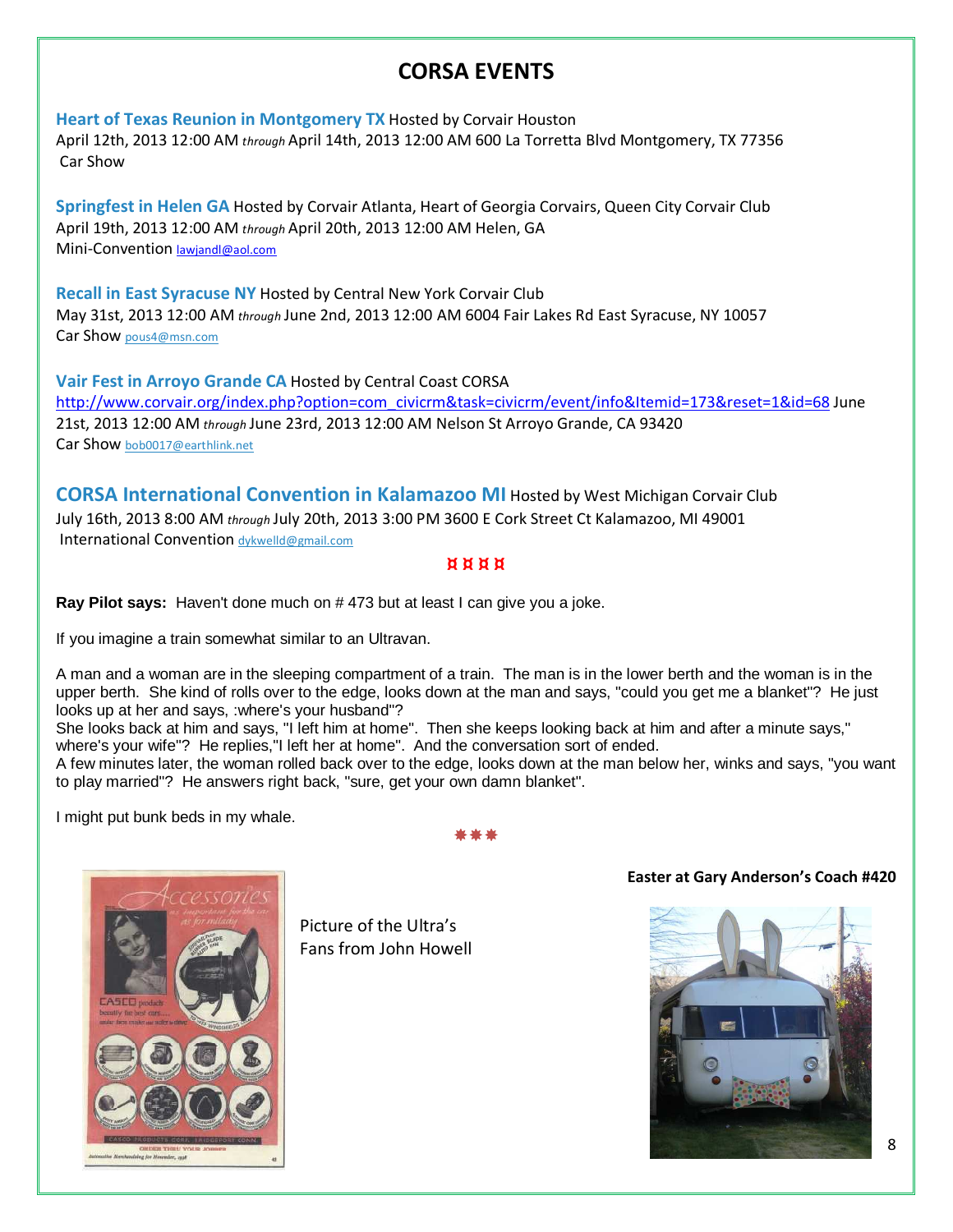# CORSA EVENTS

**Heart of Texas Reunion in Montgomery TX** Hosted by Corvair Houston
April 12th, 2013 12:00 AM *through* April 14th, 2013 12:00 AM 600 La Torretta Blvd Montgomery, TX 77356
Car Show

**Springfest in Helen GA** Hosted by Corvair Atlanta, Heart of Georgia Corvairs, Queen City Corvair Club
April 19th, 2013 12:00 AM *through* April 20th, 2013 12:00 AM Helen, GA
Mini-Convention lawjandl@aol.com

**Recall in East Syracuse NY** Hosted by Central New York Corvair Club
May 31st, 2013 12:00 AM *through* June 2nd, 2013 12:00 AM 6004 Fair Lakes Rd East Syracuse, NY 10057
Car Show pous4@msn.com

**Vair Fest in Arroyo Grande CA** Hosted by Central Coast CORSA
http://www.corvair.org/index.php?option=com_civicrm&task=civicrm/event/info&Itemid=173&reset=1&id=68 June 21st, 2013 12:00 AM *through* June 23rd, 2013 12:00 AM Nelson St Arroyo Grande, CA 93420
Car Show bob0017@earthlink.net

**CORSA International Convention in Kalamazoo MI** Hosted by West Michigan Corvair Club
July 16th, 2013 8:00 AM *through* July 20th, 2013 3:00 PM 3600 E Cork Street Ct Kalamazoo, MI 49001
International Convention dykwelld@gmail.com

¤ ¤ ¤ ¤

**Ray Pilot says:** Haven't done much on # 473 but at least I can give you a joke.

If you imagine a train somewhat similar to an Ultravan.

A man and a woman are in the sleeping compartment of a train. The man is in the lower berth and the woman is in the upper berth. She kind of rolls over to the edge, looks down at the man and says, "could you get me a blanket"? He just looks up at her and says, :where's your husband"?
She looks back at him and says, "I left him at home". Then she keeps looking back at him and after a minute says," where's your wife"? He replies,"I left her at home". And the conversation sort of ended.
A few minutes later, the woman rolled back over to the edge, looks down at the man below her, winks and says, "you want to play married"? He answers right back, "sure, get your own damn blanket".

I might put bunk beds in my whale.

\* \* \*

Picture of the Ultra's Fans from John Howell

**Easter at Gary Anderson's Coach #420**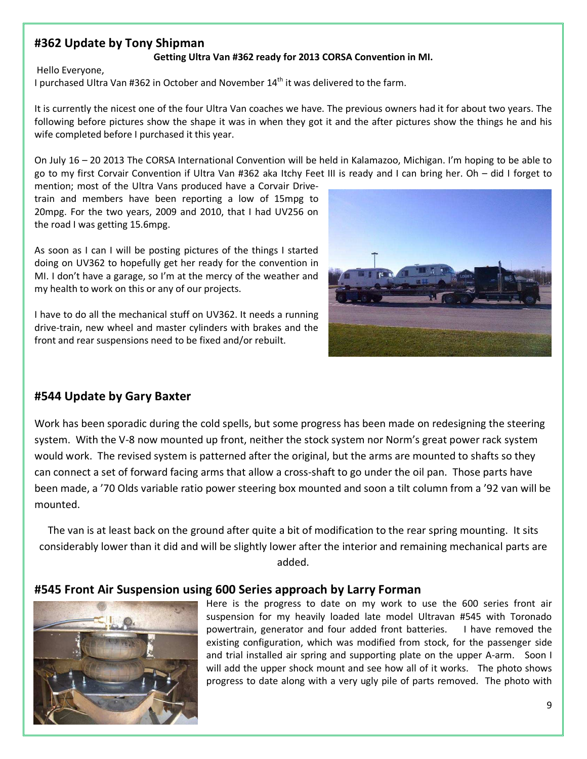## #362 Update by Tony Shipman

**Getting Ultra Van #362 ready for 2013 CORSA Convention in MI.**

Hello Everyone,

I purchased Ultra Van #362 in October and November 14th it was delivered to the farm.

It is currently the nicest one of the four Ultra Van coaches we have. The previous owners had it for about two years. The following before pictures show the shape it was in when they got it and the after pictures show the things he and his wife completed before I purchased it this year.

On July 16 – 20 2013 The CORSA International Convention will be held in Kalamazoo, Michigan. I'm hoping to be able to go to my first Corvair Convention if Ultra Van #362 aka Itchy Feet III is ready and I can bring her. Oh – did I forget to mention; most of the Ultra Vans produced have a Corvair Drive-train and members have been reporting a low of 15mpg to 20mpg. For the two years, 2009 and 2010, that I had UV256 on the road I was getting 15.6mpg.

As soon as I can I will be posting pictures of the things I started doing on UV362 to hopefully get her ready for the convention in MI. I don't have a garage, so I'm at the mercy of the weather and my health to work on this or any of our projects.

I have to do all the mechanical stuff on UV362. It needs a running drive-train, new wheel and master cylinders with brakes and the front and rear suspensions need to be fixed and/or rebuilt.

## #544 Update by Gary Baxter

Work has been sporadic during the cold spells, but some progress has been made on redesigning the steering system. With the V-8 now mounted up front, neither the stock system nor Norm's great power rack system would work. The revised system is patterned after the original, but the arms are mounted to shafts so they can connect a set of forward facing arms that allow a cross-shaft to go under the oil pan. Those parts have been made, a '70 Olds variable ratio power steering box mounted and soon a tilt column from a '92 van will be mounted.

The van is at least back on the ground after quite a bit of modification to the rear spring mounting. It sits considerably lower than it did and will be slightly lower after the interior and remaining mechanical parts are added.

## #545 Front Air Suspension using 600 Series approach by Larry Forman

Here is the progress to date on my work to use the 600 series front air suspension for my heavily loaded late model Ultravan #545 with Toronado powertrain, generator and four added front batteries. I have removed the existing configuration, which was modified from stock, for the passenger side and trial installed air spring and supporting plate on the upper A-arm. Soon I will add the upper shock mount and see how all of it works. The photo shows progress to date along with a very ugly pile of parts removed. The photo with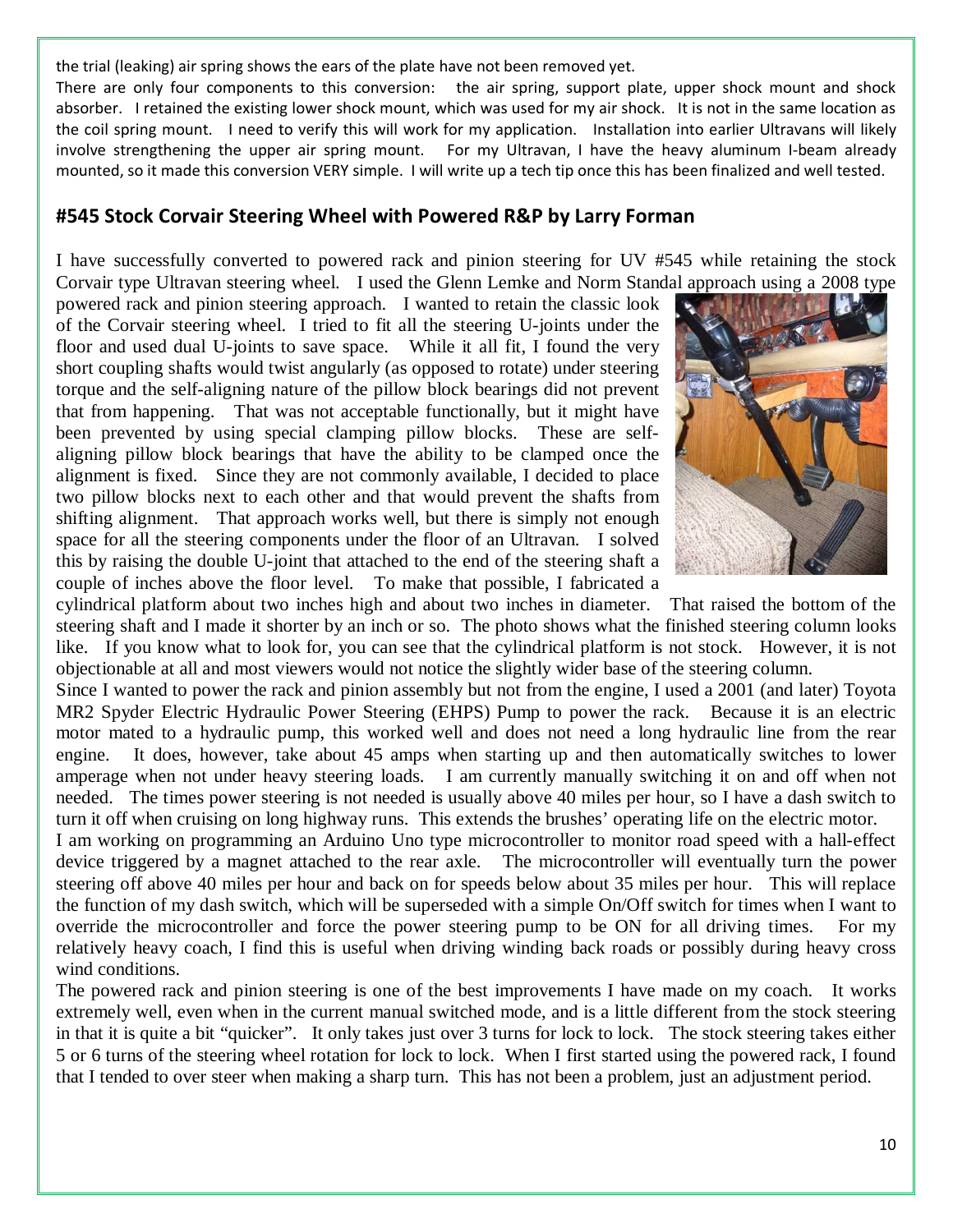the trial (leaking) air spring shows the ears of the plate have not been removed yet.

There are only four components to this conversion: the air spring, support plate, upper shock mount and shock absorber. I retained the existing lower shock mount, which was used for my air shock. It is not in the same location as the coil spring mount. I need to verify this will work for my application. Installation into earlier Ultravans will likely involve strengthening the upper air spring mount. For my Ultravan, I have the heavy aluminum I-beam already mounted, so it made this conversion VERY simple. I will write up a tech tip once this has been finalized and well tested.

## #545 Stock Corvair Steering Wheel with Powered R&P by Larry Forman

I have successfully converted to powered rack and pinion steering for UV #545 while retaining the stock Corvair type Ultravan steering wheel. I used the Glenn Lemke and Norm Standal approach using a 2008 type powered rack and pinion steering approach. I wanted to retain the classic look of the Corvair steering wheel. I tried to fit all the steering U-joints under the floor and used dual U-joints to save space. While it all fit, I found the very short coupling shafts would twist angularly (as opposed to rotate) under steering torque and the self-aligning nature of the pillow block bearings did not prevent that from happening. That was not acceptable functionally, but it might have been prevented by using special clamping pillow blocks. These are self-aligning pillow block bearings that have the ability to be clamped once the alignment is fixed. Since they are not commonly available, I decided to place two pillow blocks next to each other and that would prevent the shafts from shifting alignment. That approach works well, but there is simply not enough space for all the steering components under the floor of an Ultravan. I solved this by raising the double U-joint that attached to the end of the steering shaft a couple of inches above the floor level. To make that possible, I fabricated a cylindrical platform about two inches high and about two inches in diameter. That raised the bottom of the steering shaft and I made it shorter by an inch or so. The photo shows what the finished steering column looks like. If you know what to look for, you can see that the cylindrical platform is not stock. However, it is not objectionable at all and most viewers would not notice the slightly wider base of the steering column.

Since I wanted to power the rack and pinion assembly but not from the engine, I used a 2001 (and later) Toyota MR2 Spyder Electric Hydraulic Power Steering (EHPS) Pump to power the rack. Because it is an electric motor mated to a hydraulic pump, this worked well and does not need a long hydraulic line from the rear engine. It does, however, take about 45 amps when starting up and then automatically switches to lower amperage when not under heavy steering loads. I am currently manually switching it on and off when not needed. The times power steering is not needed is usually above 40 miles per hour, so I have a dash switch to turn it off when cruising on long highway runs. This extends the brushes' operating life on the electric motor.

I am working on programming an Arduino Uno type microcontroller to monitor road speed with a hall-effect device triggered by a magnet attached to the rear axle. The microcontroller will eventually turn the power steering off above 40 miles per hour and back on for speeds below about 35 miles per hour. This will replace the function of my dash switch, which will be superseded with a simple On/Off switch for times when I want to override the microcontroller and force the power steering pump to be ON for all driving times. For my relatively heavy coach, I find this is useful when driving winding back roads or possibly during heavy cross wind conditions.

The powered rack and pinion steering is one of the best improvements I have made on my coach. It works extremely well, even when in the current manual switched mode, and is a little different from the stock steering in that it is quite a bit "quicker". It only takes just over 3 turns for lock to lock. The stock steering takes either 5 or 6 turns of the steering wheel rotation for lock to lock. When I first started using the powered rack, I found that I tended to over steer when making a sharp turn. This has not been a problem, just an adjustment period.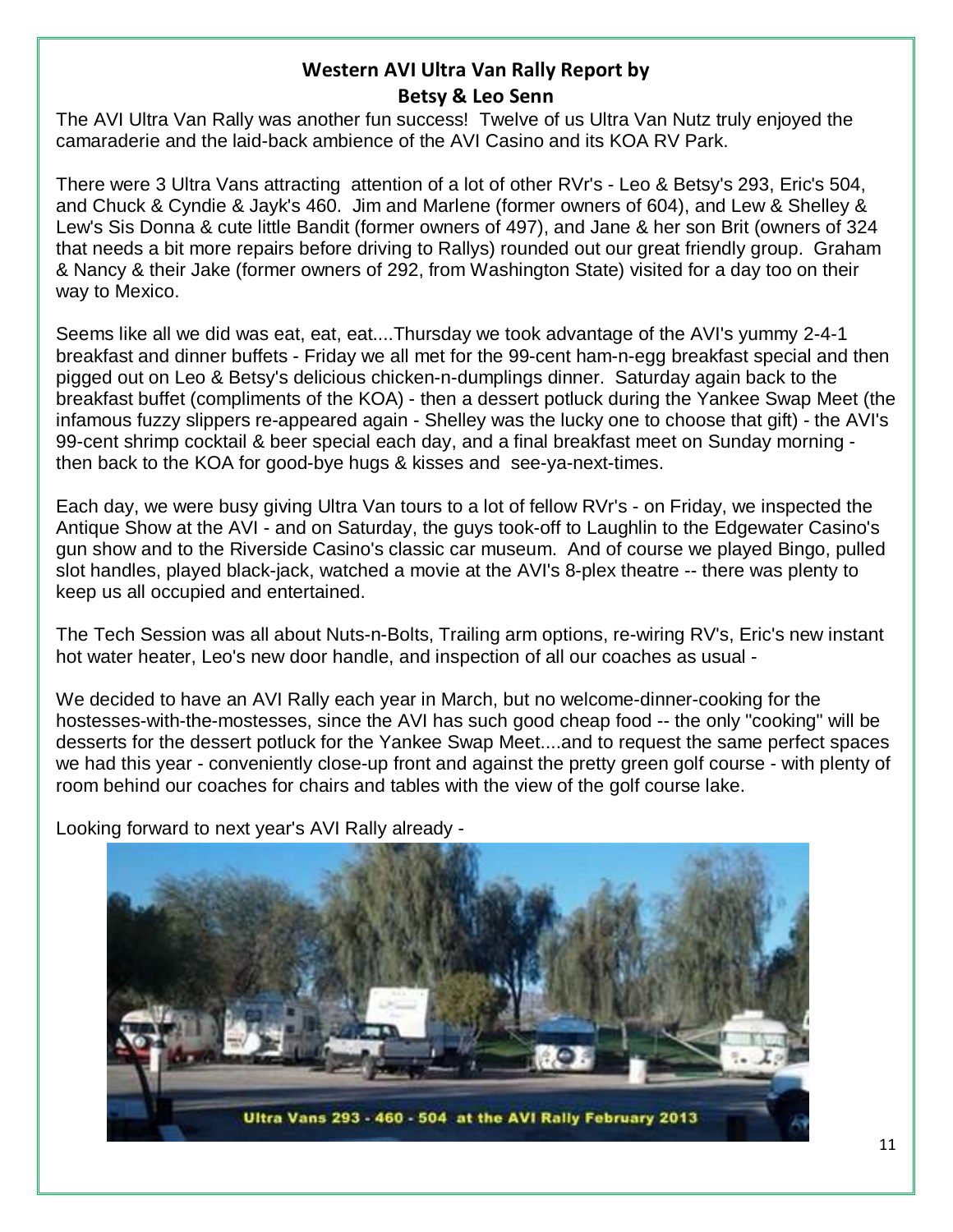## Western AVI Ultra Van Rally Report by Betsy & Leo Senn

The AVI Ultra Van Rally was another fun success! Twelve of us Ultra Van Nutz truly enjoyed the camaraderie and the laid-back ambience of the AVI Casino and its KOA RV Park.

There were 3 Ultra Vans attracting attention of a lot of other RVr's - Leo & Betsy's 293, Eric's 504, and Chuck & Cyndie & Jayk's 460. Jim and Marlene (former owners of 604), and Lew & Shelley & Lew's Sis Donna & cute little Bandit (former owners of 497), and Jane & her son Brit (owners of 324 that needs a bit more repairs before driving to Rallys) rounded out our great friendly group. Graham & Nancy & their Jake (former owners of 292, from Washington State) visited for a day too on their way to Mexico.

Seems like all we did was eat, eat, eat....Thursday we took advantage of the AVI's yummy 2-4-1 breakfast and dinner buffets - Friday we all met for the 99-cent ham-n-egg breakfast special and then pigged out on Leo & Betsy's delicious chicken-n-dumplings dinner. Saturday again back to the breakfast buffet (compliments of the KOA) - then a dessert potluck during the Yankee Swap Meet (the infamous fuzzy slippers re-appeared again - Shelley was the lucky one to choose that gift) - the AVI's 99-cent shrimp cocktail & beer special each day, and a final breakfast meet on Sunday morning - then back to the KOA for good-bye hugs & kisses and see-ya-next-times.

Each day, we were busy giving Ultra Van tours to a lot of fellow RVr's - on Friday, we inspected the Antique Show at the AVI - and on Saturday, the guys took-off to Laughlin to the Edgewater Casino's gun show and to the Riverside Casino's classic car museum. And of course we played Bingo, pulled slot handles, played black-jack, watched a movie at the AVI's 8-plex theatre -- there was plenty to keep us all occupied and entertained.

The Tech Session was all about Nuts-n-Bolts, Trailing arm options, re-wiring RV's, Eric's new instant hot water heater, Leo's new door handle, and inspection of all our coaches as usual -

We decided to have an AVI Rally each year in March, but no welcome-dinner-cooking for the hostesses-with-the-mostesses, since the AVI has such good cheap food -- the only "cooking" will be desserts for the dessert potluck for the Yankee Swap Meet....and to request the same perfect spaces we had this year - conveniently close-up front and against the pretty green golf course - with plenty of room behind our coaches for chairs and tables with the view of the golf course lake.

Looking forward to next year's AVI Rally already -

Ultra Vans 293 - 460 - 504 at the AVI Rally February 2013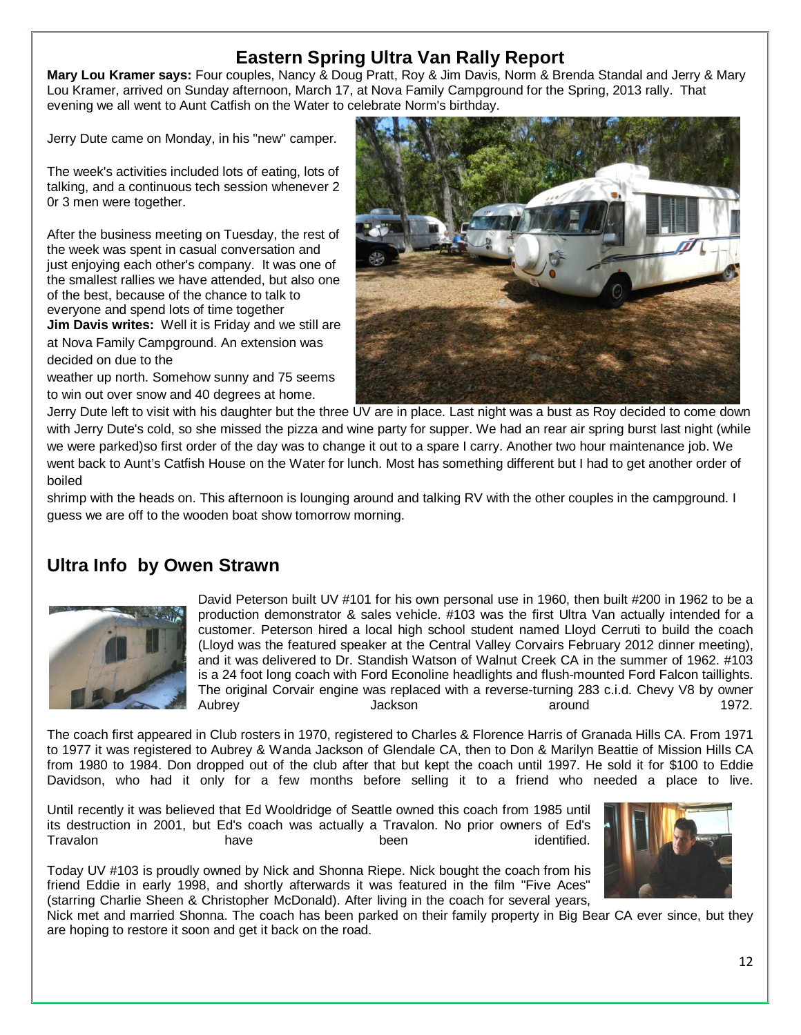## Eastern Spring Ultra Van Rally Report

**Mary Lou Kramer says:** Four couples, Nancy & Doug Pratt, Roy & Jim Davis, Norm & Brenda Standal and Jerry & Mary Lou Kramer, arrived on Sunday afternoon, March 17, at Nova Family Campground for the Spring, 2013 rally. That evening we all went to Aunt Catfish on the Water to celebrate Norm's birthday.

Jerry Dute came on Monday, in his "new" camper.

The week's activities included lots of eating, lots of talking, and a continuous tech session whenever 2 0r 3 men were together.

After the business meeting on Tuesday, the rest of the week was spent in casual conversation and just enjoying each other's company. It was one of the smallest rallies we have attended, but also one of the best, because of the chance to talk to everyone and spend lots of time together

**Jim Davis writes:** Well it is Friday and we still are at Nova Family Campground. An extension was decided on due to the weather up north. Somehow sunny and 75 seems to win out over snow and 40 degrees at home. Jerry Dute left to visit with his daughter but the three UV are in place. Last night was a bust as Roy decided to come down with Jerry Dute's cold, so she missed the pizza and wine party for supper. We had an rear air spring burst last night (while we were parked)so first order of the day was to change it out to a spare I carry. Another two hour maintenance job. We went back to Aunt's Catfish House on the Water for lunch. Most has something different but I had to get another order of boiled shrimp with the heads on. This afternoon is lounging around and talking RV with the other couples in the campground. I guess we are off to the wooden boat show tomorrow morning.

## Ultra Info by Owen Strawn

David Peterson built UV #101 for his own personal use in 1960, then built #200 in 1962 to be a production demonstrator & sales vehicle. #103 was the first Ultra Van actually intended for a customer. Peterson hired a local high school student named Lloyd Cerruti to build the coach (Lloyd was the featured speaker at the Central Valley Corvairs February 2012 dinner meeting), and it was delivered to Dr. Standish Watson of Walnut Creek CA in the summer of 1962. #103 is a 24 foot long coach with Ford Econoline headlights and flush-mounted Ford Falcon taillights. The original Corvair engine was replaced with a reverse-turning 283 c.i.d. Chevy V8 by owner Aubrey Jackson around 1972.

The coach first appeared in Club rosters in 1970, registered to Charles & Florence Harris of Granada Hills CA. From 1971 to 1977 it was registered to Aubrey & Wanda Jackson of Glendale CA, then to Don & Marilyn Beattie of Mission Hills CA from 1980 to 1984. Don dropped out of the club after that but kept the coach until 1997. He sold it for $100 to Eddie Davidson, who had it only for a few months before selling it to a friend who needed a place to live.

Until recently it was believed that Ed Wooldridge of Seattle owned this coach from 1985 until its destruction in 2001, but Ed's coach was actually a Travalon. No prior owners of Ed's Travalon have been identified.

Today UV #103 is proudly owned by Nick and Shonna Riepe. Nick bought the coach from his friend Eddie in early 1998, and shortly afterwards it was featured in the film "Five Aces" (starring Charlie Sheen & Christopher McDonald). After living in the coach for several years, Nick met and married Shonna. The coach has been parked on their family property in Big Bear CA ever since, but they are hoping to restore it soon and get it back on the road.